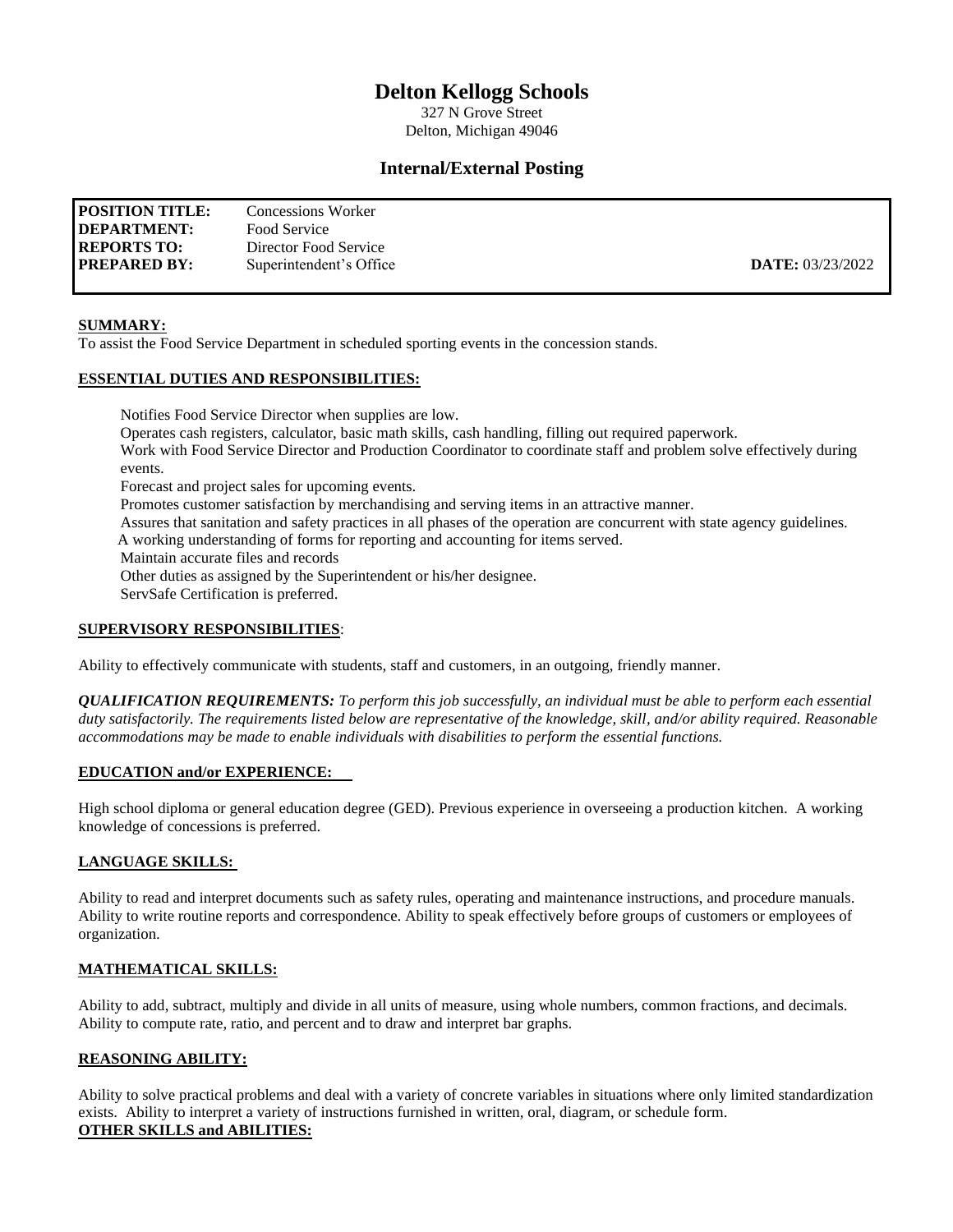# Delton Kellogg Schools

327 N Grove Street
Delton, Michigan 49046

## Internal/External Posting

| | | |
|---|---|---|
| **POSITION TITLE:** | Concessions Worker | |
| **DEPARTMENT:** | Food Service | |
| **REPORTS TO:** | Director Food Service | |
| **PREPARED BY:** | Superintendent's Office | **DATE:** 03/23/2022 |

**SUMMARY:**

To assist the Food Service Department in scheduled sporting events in the concession stands.

**ESSENTIAL DUTIES AND RESPONSIBILITIES:**

Notifies Food Service Director when supplies are low.
Operates cash registers, calculator, basic math skills, cash handling, filling out required paperwork.
Work with Food Service Director and Production Coordinator to coordinate staff and problem solve effectively during events.
Forecast and project sales for upcoming events.
Promotes customer satisfaction by merchandising and serving items in an attractive manner.
Assures that sanitation and safety practices in all phases of the operation are concurrent with state agency guidelines.
A working understanding of forms for reporting and accounting for items served.
Maintain accurate files and records
Other duties as assigned by the Superintendent or his/her designee.
ServSafe Certification is preferred.

**SUPERVISORY RESPONSIBILITIES**:

Ability to effectively communicate with students, staff and customers, in an outgoing, friendly manner.

***QUALIFICATION REQUIREMENTS:*** *To perform this job successfully, an individual must be able to perform each essential duty satisfactorily. The requirements listed below are representative of the knowledge, skill, and/or ability required. Reasonable accommodations may be made to enable individuals with disabilities to perform the essential functions.*

**EDUCATION and/or EXPERIENCE:**

High school diploma or general education degree (GED). Previous experience in overseeing a production kitchen. A working knowledge of concessions is preferred.

**LANGUAGE SKILLS:**

Ability to read and interpret documents such as safety rules, operating and maintenance instructions, and procedure manuals. Ability to write routine reports and correspondence. Ability to speak effectively before groups of customers or employees of organization.

**MATHEMATICAL SKILLS:**

Ability to add, subtract, multiply and divide in all units of measure, using whole numbers, common fractions, and decimals. Ability to compute rate, ratio, and percent and to draw and interpret bar graphs.

**REASONING ABILITY:**

Ability to solve practical problems and deal with a variety of concrete variables in situations where only limited standardization exists. Ability to interpret a variety of instructions furnished in written, oral, diagram, or schedule form.

**OTHER SKILLS and ABILITIES:**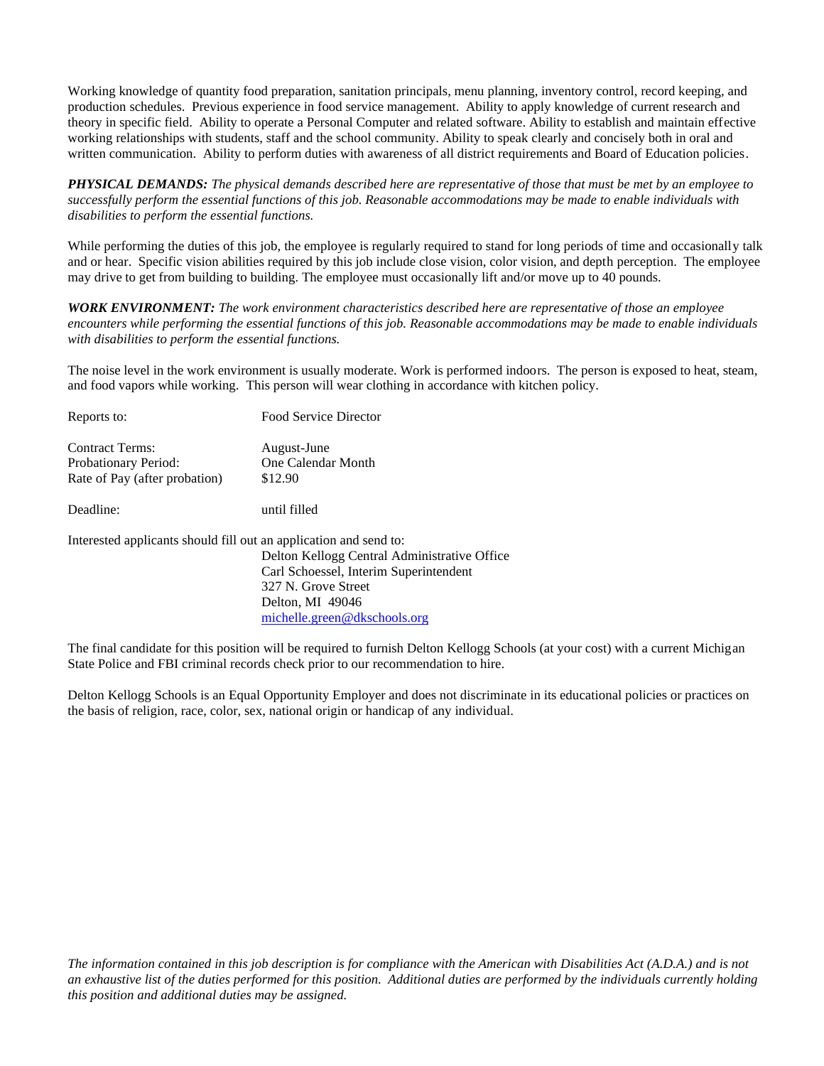Working knowledge of quantity food preparation, sanitation principals, menu planning, inventory control, record keeping, and production schedules. Previous experience in food service management. Ability to apply knowledge of current research and theory in specific field. Ability to operate a Personal Computer and related software. Ability to establish and maintain effective working relationships with students, staff and the school community. Ability to speak clearly and concisely both in oral and written communication. Ability to perform duties with awareness of all district requirements and Board of Education policies.

***PHYSICAL DEMANDS:*** *The physical demands described here are representative of those that must be met by an employee to successfully perform the essential functions of this job. Reasonable accommodations may be made to enable individuals with disabilities to perform the essential functions.*

While performing the duties of this job, the employee is regularly required to stand for long periods of time and occasionally talk and or hear. Specific vision abilities required by this job include close vision, color vision, and depth perception. The employee may drive to get from building to building. The employee must occasionally lift and/or move up to 40 pounds.

***WORK ENVIRONMENT:*** *The work environment characteristics described here are representative of those an employee encounters while performing the essential functions of this job. Reasonable accommodations may be made to enable individuals with disabilities to perform the essential functions.*

The noise level in the work environment is usually moderate. Work is performed indoors. The person is exposed to heat, steam, and food vapors while working. This person will wear clothing in accordance with kitchen policy.

| | |
|---|---|
| Reports to: | Food Service Director |
| Contract Terms: | August-June |
| Probationary Period: | One Calendar Month |
| Rate of Pay (after probation) | $12.90 |
| Deadline: | until filled |

Interested applicants should fill out an application and send to:

Delton Kellogg Central Administrative Office
Carl Schoessel, Interim Superintendent
327 N. Grove Street
Delton, MI 49046
michelle.green@dkschools.org

The final candidate for this position will be required to furnish Delton Kellogg Schools (at your cost) with a current Michigan State Police and FBI criminal records check prior to our recommendation to hire.

Delton Kellogg Schools is an Equal Opportunity Employer and does not discriminate in its educational policies or practices on the basis of religion, race, color, sex, national origin or handicap of any individual.

*The information contained in this job description is for compliance with the American with Disabilities Act (A.D.A.) and is not an exhaustive list of the duties performed for this position. Additional duties are performed by the individuals currently holding this position and additional duties may be assigned.*